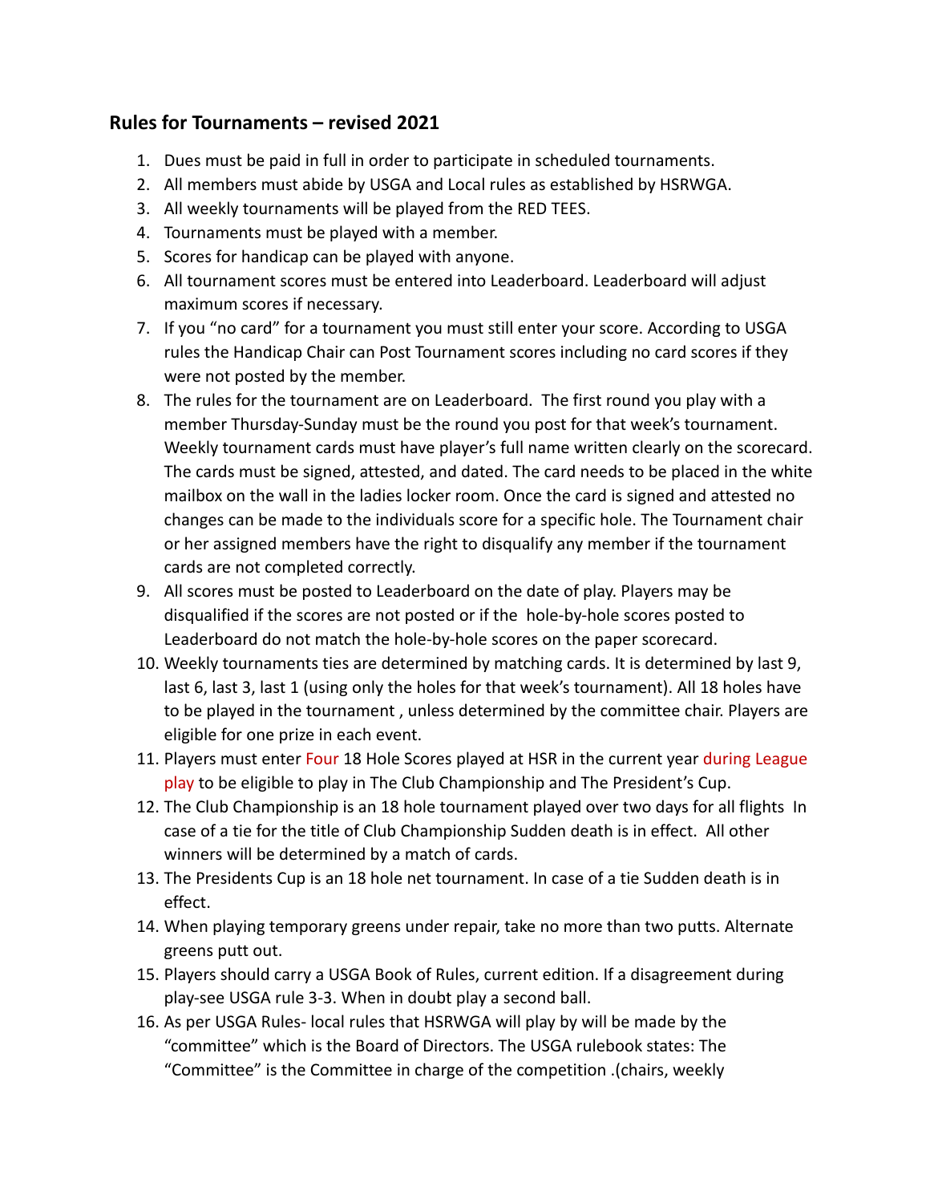## Rules for Tournaments – revised 2021

1. Dues must be paid in full in order to participate in scheduled tournaments.
2. All members must abide by USGA and Local rules as established by HSRWGA.
3. All weekly tournaments will be played from the RED TEES.
4. Tournaments must be played with a member.
5. Scores for handicap can be played with anyone.
6. All tournament scores must be entered into Leaderboard. Leaderboard will adjust maximum scores if necessary.
7. If you "no card" for a tournament you must still enter your score. According to USGA rules the Handicap Chair can Post Tournament scores including no card scores if they were not posted by the member.
8. The rules for the tournament are on Leaderboard. The first round you play with a member Thursday-Sunday must be the round you post for that week's tournament. Weekly tournament cards must have player's full name written clearly on the scorecard. The cards must be signed, attested, and dated. The card needs to be placed in the white mailbox on the wall in the ladies locker room. Once the card is signed and attested no changes can be made to the individuals score for a specific hole. The Tournament chair or her assigned members have the right to disqualify any member if the tournament cards are not completed correctly.
9. All scores must be posted to Leaderboard on the date of play. Players may be disqualified if the scores are not posted or if the hole-by-hole scores posted to Leaderboard do not match the hole-by-hole scores on the paper scorecard.
10. Weekly tournaments ties are determined by matching cards. It is determined by last 9, last 6, last 3, last 1 (using only the holes for that week's tournament). All 18 holes have to be played in the tournament , unless determined by the committee chair. Players are eligible for one prize in each event.
11. Players must enter Four 18 Hole Scores played at HSR in the current year during League play to be eligible to play in The Club Championship and The President's Cup.
12. The Club Championship is an 18 hole tournament played over two days for all flights In case of a tie for the title of Club Championship Sudden death is in effect. All other winners will be determined by a match of cards.
13. The Presidents Cup is an 18 hole net tournament. In case of a tie Sudden death is in effect.
14. When playing temporary greens under repair, take no more than two putts. Alternate greens putt out.
15. Players should carry a USGA Book of Rules, current edition. If a disagreement during play-see USGA rule 3-3. When in doubt play a second ball.
16. As per USGA Rules- local rules that HSRWGA will play by will be made by the "committee" which is the Board of Directors. The USGA rulebook states: The "Committee" is the Committee in charge of the competition .(chairs, weekly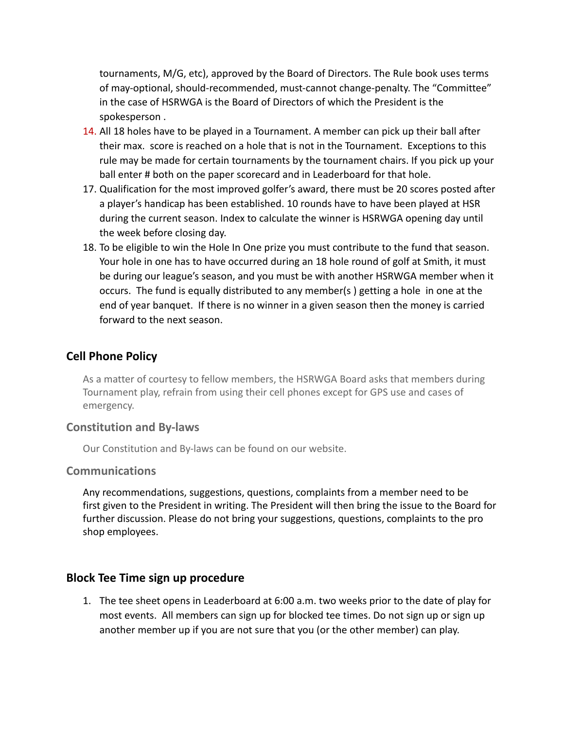tournaments, M/G, etc), approved by the Board of Directors. The Rule book uses terms of may-optional, should-recommended, must-cannot change-penalty. The "Committee" in the case of HSRWGA is the Board of Directors of which the President is the spokesperson .

14. All 18 holes have to be played in a Tournament. A member can pick up their ball after their max. score is reached on a hole that is not in the Tournament. Exceptions to this rule may be made for certain tournaments by the tournament chairs. If you pick up your ball enter # both on the paper scorecard and in Leaderboard for that hole.
17. Qualification for the most improved golfer's award, there must be 20 scores posted after a player's handicap has been established. 10 rounds have to have been played at HSR during the current season. Index to calculate the winner is HSRWGA opening day until the week before closing day.
18. To be eligible to win the Hole In One prize you must contribute to the fund that season. Your hole in one has to have occurred during an 18 hole round of golf at Smith, it must be during our league's season, and you must be with another HSRWGA member when it occurs. The fund is equally distributed to any member(s ) getting a hole in one at the end of year banquet. If there is no winner in a given season then the money is carried forward to the next season.

## Cell Phone Policy

As a matter of courtesy to fellow members, the HSRWGA Board asks that members during Tournament play, refrain from using their cell phones except for GPS use and cases of emergency.

### Constitution and By-laws

Our Constitution and By-laws can be found on our website.

### Communications

Any recommendations, suggestions, questions, complaints from a member need to be first given to the President in writing. The President will then bring the issue to the Board for further discussion. Please do not bring your suggestions, questions, complaints to the pro shop employees.

## Block Tee Time sign up procedure

1. The tee sheet opens in Leaderboard at 6:00 a.m. two weeks prior to the date of play for most events. All members can sign up for blocked tee times. Do not sign up or sign up another member up if you are not sure that you (or the other member) can play.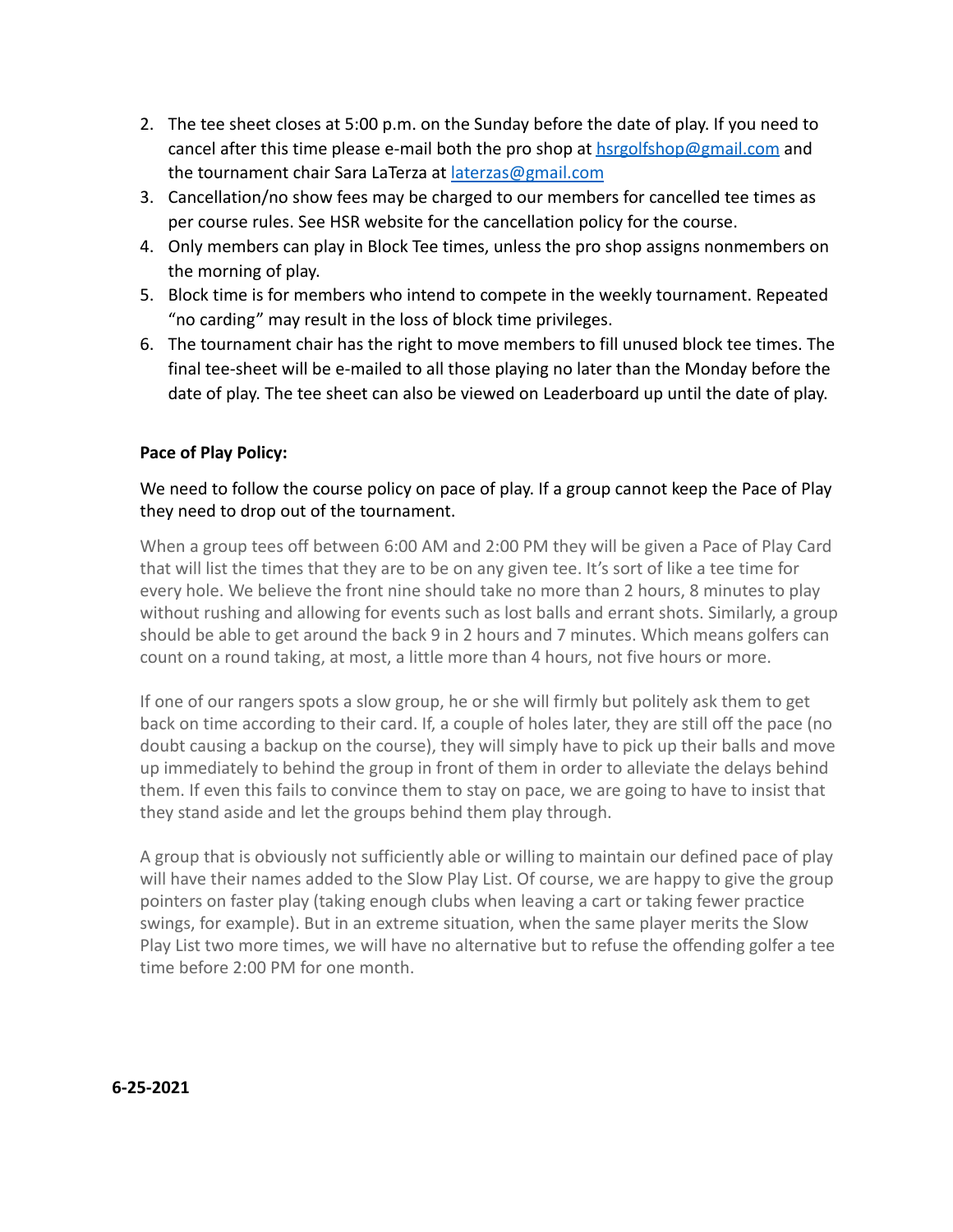2. The tee sheet closes at 5:00 p.m. on the Sunday before the date of play. If you need to cancel after this time please e-mail both the pro shop at hsrgolfshop@gmail.com and the tournament chair Sara LaTerza at laterzas@gmail.com
3. Cancellation/no show fees may be charged to our members for cancelled tee times as per course rules. See HSR website for the cancellation policy for the course.
4. Only members can play in Block Tee times, unless the pro shop assigns nonmembers on the morning of play.
5. Block time is for members who intend to compete in the weekly tournament. Repeated "no carding" may result in the loss of block time privileges.
6. The tournament chair has the right to move members to fill unused block tee times. The final tee-sheet will be e-mailed to all those playing no later than the Monday before the date of play. The tee sheet can also be viewed on Leaderboard up until the date of play.

**Pace of Play Policy:**

We need to follow the course policy on pace of play. If a group cannot keep the Pace of Play they need to drop out of the tournament.

When a group tees off between 6:00 AM and 2:00 PM they will be given a Pace of Play Card that will list the times that they are to be on any given tee. It's sort of like a tee time for every hole. We believe the front nine should take no more than 2 hours, 8 minutes to play without rushing and allowing for events such as lost balls and errant shots. Similarly, a group should be able to get around the back 9 in 2 hours and 7 minutes. Which means golfers can count on a round taking, at most, a little more than 4 hours, not five hours or more.

If one of our rangers spots a slow group, he or she will firmly but politely ask them to get back on time according to their card. If, a couple of holes later, they are still off the pace (no doubt causing a backup on the course), they will simply have to pick up their balls and move up immediately to behind the group in front of them in order to alleviate the delays behind them. If even this fails to convince them to stay on pace, we are going to have to insist that they stand aside and let the groups behind them play through.

A group that is obviously not sufficiently able or willing to maintain our defined pace of play will have their names added to the Slow Play List. Of course, we are happy to give the group pointers on faster play (taking enough clubs when leaving a cart or taking fewer practice swings, for example). But in an extreme situation, when the same player merits the Slow Play List two more times, we will have no alternative but to refuse the offending golfer a tee time before 2:00 PM for one month.

**6-25-2021**